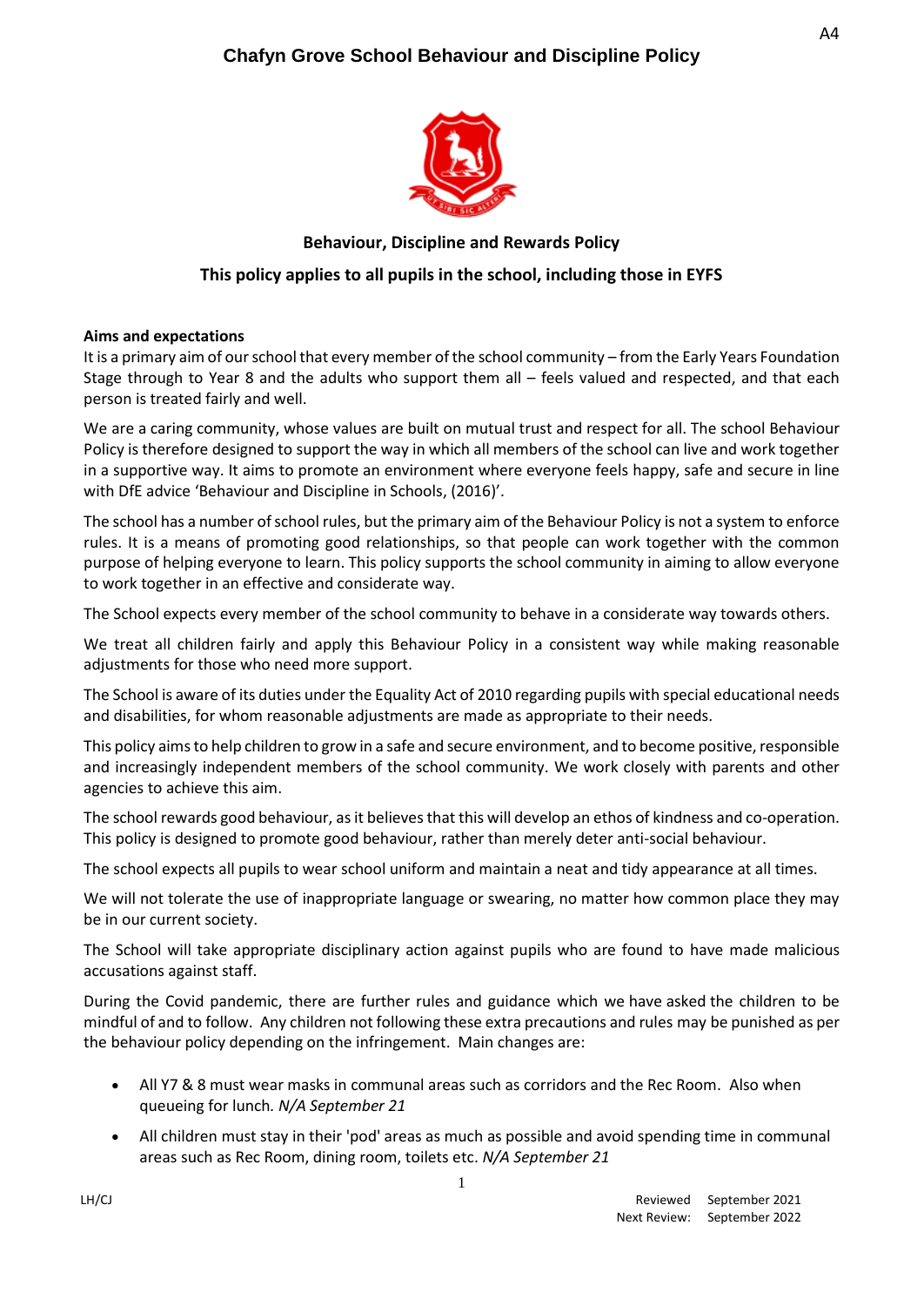# Chafyn Grove School Behaviour and Discipline Policy

**Behaviour, Discipline and Rewards Policy**

**This policy applies to all pupils in the school, including those in EYFS**

**Aims and expectations**

It is a primary aim of our school that every member of the school community – from the Early Years Foundation Stage through to Year 8 and the adults who support them all – feels valued and respected, and that each person is treated fairly and well.

We are a caring community, whose values are built on mutual trust and respect for all. The school Behaviour Policy is therefore designed to support the way in which all members of the school can live and work together in a supportive way. It aims to promote an environment where everyone feels happy, safe and secure in line with DfE advice 'Behaviour and Discipline in Schools, (2016)'.

The school has a number of school rules, but the primary aim of the Behaviour Policy is not a system to enforce rules. It is a means of promoting good relationships, so that people can work together with the common purpose of helping everyone to learn. This policy supports the school community in aiming to allow everyone to work together in an effective and considerate way.

The School expects every member of the school community to behave in a considerate way towards others.

We treat all children fairly and apply this Behaviour Policy in a consistent way while making reasonable adjustments for those who need more support.

The School is aware of its duties under the Equality Act of 2010 regarding pupils with special educational needs and disabilities, for whom reasonable adjustments are made as appropriate to their needs.

This policy aims to help children to grow in a safe and secure environment, and to become positive, responsible and increasingly independent members of the school community. We work closely with parents and other agencies to achieve this aim.

The school rewards good behaviour, as it believes that this will develop an ethos of kindness and co-operation. This policy is designed to promote good behaviour, rather than merely deter anti-social behaviour.

The school expects all pupils to wear school uniform and maintain a neat and tidy appearance at all times.

We will not tolerate the use of inappropriate language or swearing, no matter how common place they may be in our current society.

The School will take appropriate disciplinary action against pupils who are found to have made malicious accusations against staff.

During the Covid pandemic, there are further rules and guidance which we have asked the children to be mindful of and to follow. Any children not following these extra precautions and rules may be punished as per the behaviour policy depending on the infringement. Main changes are:

- All Y7 & 8 must wear masks in communal areas such as corridors and the Rec Room. Also when queueing for lunch. *N/A September 21*
- All children must stay in their 'pod' areas as much as possible and avoid spending time in communal areas such as Rec Room, dining room, toilets etc. *N/A September 21*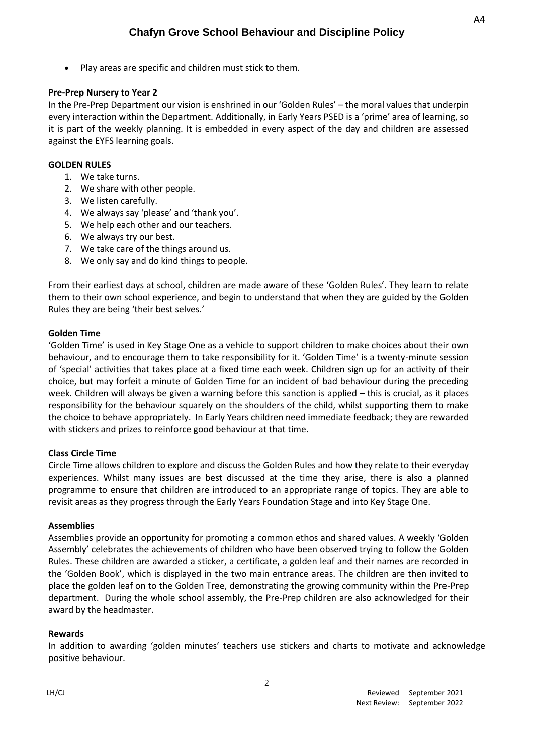- Play areas are specific and children must stick to them.

**Pre-Prep Nursery to Year 2**

In the Pre-Prep Department our vision is enshrined in our 'Golden Rules' – the moral values that underpin every interaction within the Department. Additionally, in Early Years PSED is a 'prime' area of learning, so it is part of the weekly planning. It is embedded in every aspect of the day and children are assessed against the EYFS learning goals.

**GOLDEN RULES**

1. We take turns.
2. We share with other people.
3. We listen carefully.
4. We always say 'please' and 'thank you'.
5. We help each other and our teachers.
6. We always try our best.
7. We take care of the things around us.
8. We only say and do kind things to people.

From their earliest days at school, children are made aware of these 'Golden Rules'. They learn to relate them to their own school experience, and begin to understand that when they are guided by the Golden Rules they are being 'their best selves.'

**Golden Time**

'Golden Time' is used in Key Stage One as a vehicle to support children to make choices about their own behaviour, and to encourage them to take responsibility for it. 'Golden Time' is a twenty-minute session of 'special' activities that takes place at a fixed time each week. Children sign up for an activity of their choice, but may forfeit a minute of Golden Time for an incident of bad behaviour during the preceding week. Children will always be given a warning before this sanction is applied – this is crucial, as it places responsibility for the behaviour squarely on the shoulders of the child, whilst supporting them to make the choice to behave appropriately. In Early Years children need immediate feedback; they are rewarded with stickers and prizes to reinforce good behaviour at that time.

**Class Circle Time**

Circle Time allows children to explore and discuss the Golden Rules and how they relate to their everyday experiences. Whilst many issues are best discussed at the time they arise, there is also a planned programme to ensure that children are introduced to an appropriate range of topics. They are able to revisit areas as they progress through the Early Years Foundation Stage and into Key Stage One.

**Assemblies**

Assemblies provide an opportunity for promoting a common ethos and shared values. A weekly 'Golden Assembly' celebrates the achievements of children who have been observed trying to follow the Golden Rules. These children are awarded a sticker, a certificate, a golden leaf and their names are recorded in the 'Golden Book', which is displayed in the two main entrance areas. The children are then invited to place the golden leaf on to the Golden Tree, demonstrating the growing community within the Pre-Prep department. During the whole school assembly, the Pre-Prep children are also acknowledged for their award by the headmaster.

**Rewards**

In addition to awarding 'golden minutes' teachers use stickers and charts to motivate and acknowledge positive behaviour.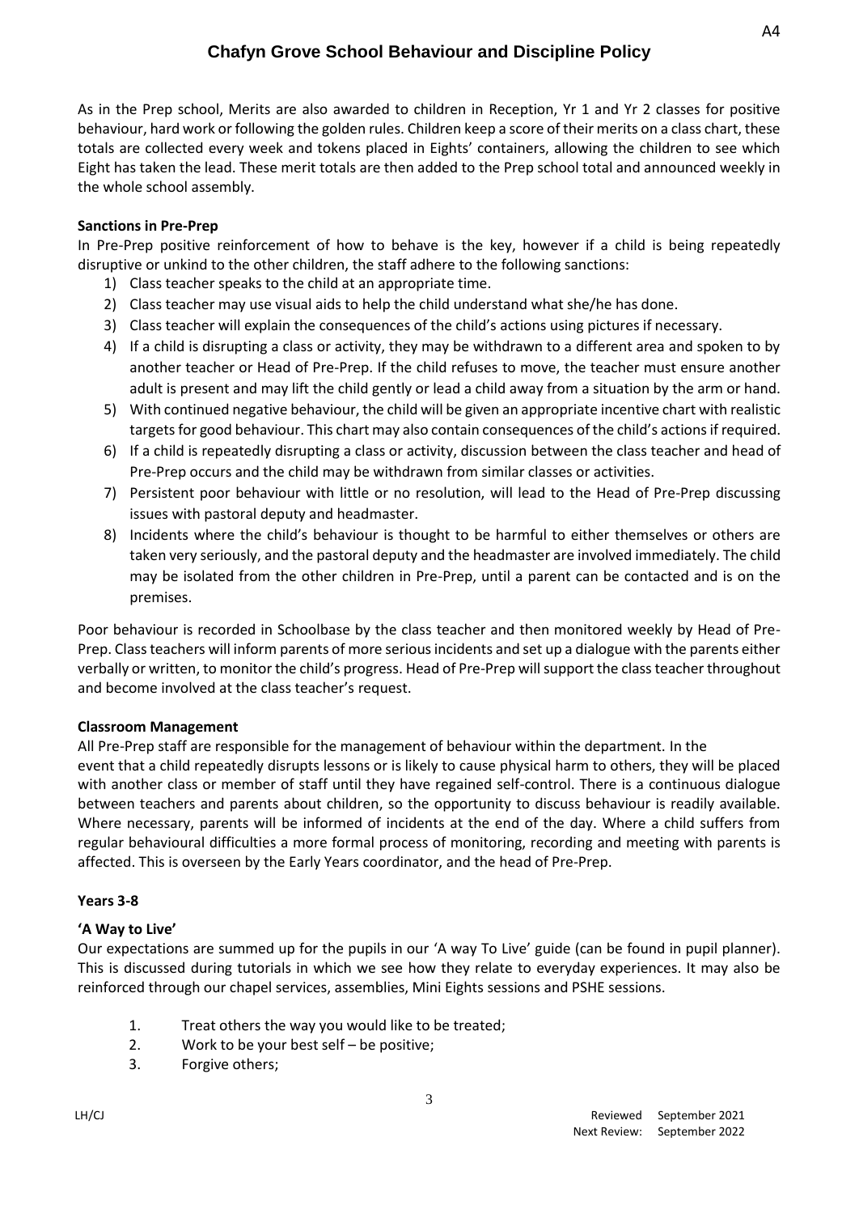As in the Prep school, Merits are also awarded to children in Reception, Yr 1 and Yr 2 classes for positive behaviour, hard work or following the golden rules. Children keep a score of their merits on a class chart, these totals are collected every week and tokens placed in Eights' containers, allowing the children to see which Eight has taken the lead. These merit totals are then added to the Prep school total and announced weekly in the whole school assembly.

**Sanctions in Pre-Prep**

In Pre-Prep positive reinforcement of how to behave is the key, however if a child is being repeatedly disruptive or unkind to the other children, the staff adhere to the following sanctions:

1) Class teacher speaks to the child at an appropriate time.
2) Class teacher may use visual aids to help the child understand what she/he has done.
3) Class teacher will explain the consequences of the child's actions using pictures if necessary.
4) If a child is disrupting a class or activity, they may be withdrawn to a different area and spoken to by another teacher or Head of Pre-Prep. If the child refuses to move, the teacher must ensure another adult is present and may lift the child gently or lead a child away from a situation by the arm or hand.
5) With continued negative behaviour, the child will be given an appropriate incentive chart with realistic targets for good behaviour. This chart may also contain consequences of the child's actions if required.
6) If a child is repeatedly disrupting a class or activity, discussion between the class teacher and head of Pre-Prep occurs and the child may be withdrawn from similar classes or activities.
7) Persistent poor behaviour with little or no resolution, will lead to the Head of Pre-Prep discussing issues with pastoral deputy and headmaster.
8) Incidents where the child's behaviour is thought to be harmful to either themselves or others are taken very seriously, and the pastoral deputy and the headmaster are involved immediately. The child may be isolated from the other children in Pre-Prep, until a parent can be contacted and is on the premises.

Poor behaviour is recorded in Schoolbase by the class teacher and then monitored weekly by Head of Pre-Prep. Class teachers will inform parents of more serious incidents and set up a dialogue with the parents either verbally or written, to monitor the child's progress. Head of Pre-Prep will support the class teacher throughout and become involved at the class teacher's request.

**Classroom Management**

All Pre-Prep staff are responsible for the management of behaviour within the department. In the event that a child repeatedly disrupts lessons or is likely to cause physical harm to others, they will be placed with another class or member of staff until they have regained self-control. There is a continuous dialogue between teachers and parents about children, so the opportunity to discuss behaviour is readily available. Where necessary, parents will be informed of incidents at the end of the day. Where a child suffers from regular behavioural difficulties a more formal process of monitoring, recording and meeting with parents is affected. This is overseen by the Early Years coordinator, and the head of Pre-Prep.

**Years 3-8**

**'A Way to Live'**

Our expectations are summed up for the pupils in our 'A way To Live' guide (can be found in pupil planner). This is discussed during tutorials in which we see how they relate to everyday experiences. It may also be reinforced through our chapel services, assemblies, Mini Eights sessions and PSHE sessions.

1. Treat others the way you would like to be treated;
2. Work to be your best self – be positive;
3. Forgive others;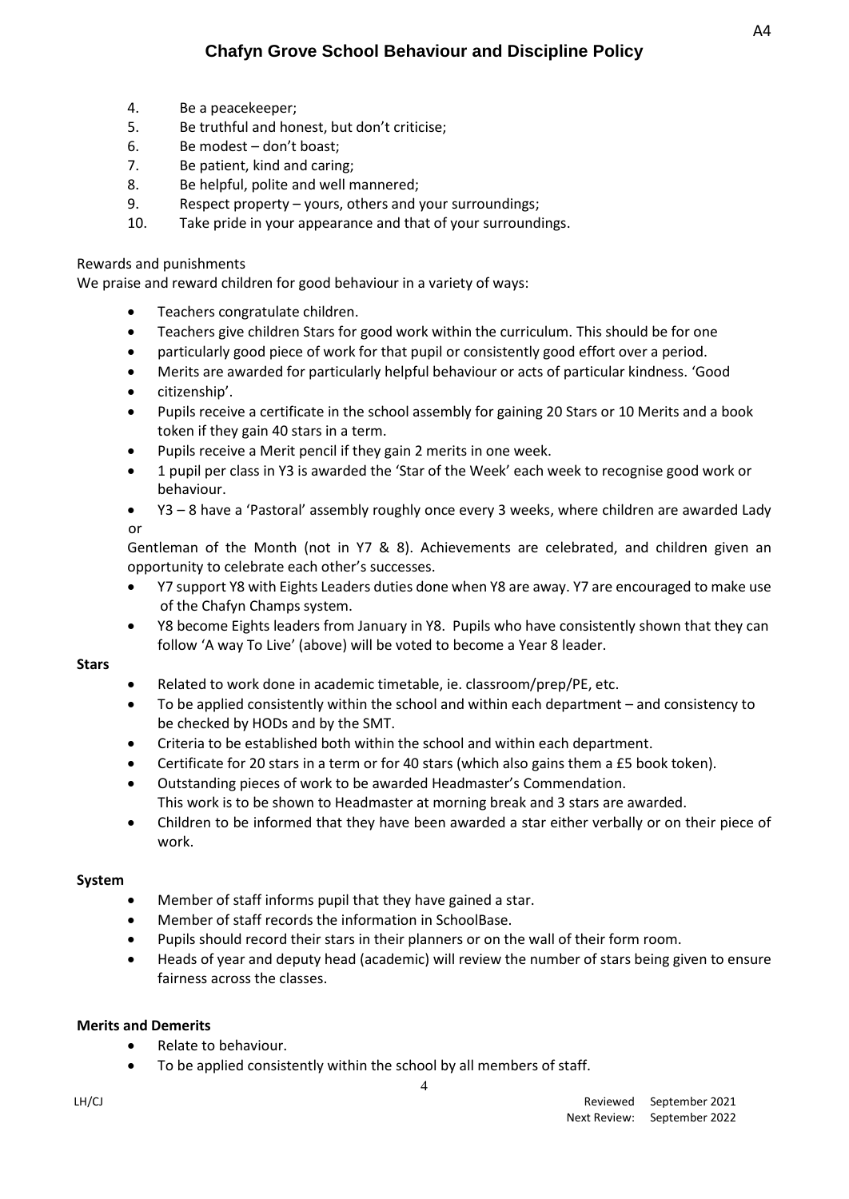4. Be a peacekeeper;
5. Be truthful and honest, but don't criticise;
6. Be modest – don't boast;
7. Be patient, kind and caring;
8. Be helpful, polite and well mannered;
9. Respect property – yours, others and your surroundings;
10. Take pride in your appearance and that of your surroundings.

Rewards and punishments

We praise and reward children for good behaviour in a variety of ways:

- Teachers congratulate children.
- Teachers give children Stars for good work within the curriculum. This should be for one
- particularly good piece of work for that pupil or consistently good effort over a period.
- Merits are awarded for particularly helpful behaviour or acts of particular kindness. 'Good
- citizenship'.
- Pupils receive a certificate in the school assembly for gaining 20 Stars or 10 Merits and a book token if they gain 40 stars in a term.
- Pupils receive a Merit pencil if they gain 2 merits in one week.
- 1 pupil per class in Y3 is awarded the 'Star of the Week' each week to recognise good work or behaviour.
- Y3 – 8 have a 'Pastoral' assembly roughly once every 3 weeks, where children are awarded Lady or Gentleman of the Month (not in Y7 & 8). Achievements are celebrated, and children given an opportunity to celebrate each other's successes.
- Y7 support Y8 with Eights Leaders duties done when Y8 are away. Y7 are encouraged to make use of the Chafyn Champs system.
- Y8 become Eights leaders from January in Y8. Pupils who have consistently shown that they can follow 'A way To Live' (above) will be voted to become a Year 8 leader.

**Stars**

- Related to work done in academic timetable, ie. classroom/prep/PE, etc.
- To be applied consistently within the school and within each department – and consistency to be checked by HODs and by the SMT.
- Criteria to be established both within the school and within each department.
- Certificate for 20 stars in a term or for 40 stars (which also gains them a £5 book token).
- Outstanding pieces of work to be awarded Headmaster's Commendation.
  This work is to be shown to Headmaster at morning break and 3 stars are awarded.
- Children to be informed that they have been awarded a star either verbally or on their piece of work.

**System**

- Member of staff informs pupil that they have gained a star.
- Member of staff records the information in SchoolBase.
- Pupils should record their stars in their planners or on the wall of their form room.
- Heads of year and deputy head (academic) will review the number of stars being given to ensure fairness across the classes.

**Merits and Demerits**

- Relate to behaviour.
- To be applied consistently within the school by all members of staff.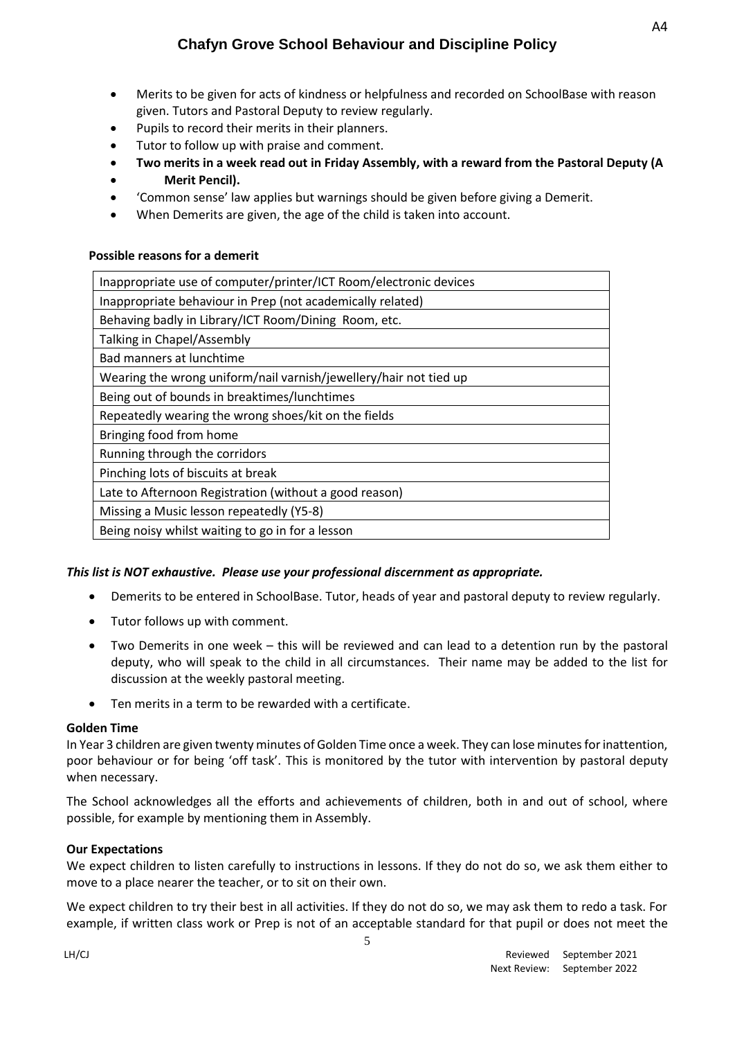- Merits to be given for acts of kindness or helpfulness and recorded on SchoolBase with reason given. Tutors and Pastoral Deputy to review regularly.
- Pupils to record their merits in their planners.
- Tutor to follow up with praise and comment.
- **Two merits in a week read out in Friday Assembly, with a reward from the Pastoral Deputy (A**
- **Merit Pencil).**
- 'Common sense' law applies but warnings should be given before giving a Demerit.
- When Demerits are given, the age of the child is taken into account.

**Possible reasons for a demerit**

| Inappropriate use of computer/printer/ICT Room/electronic devices |
|---|
| Inappropriate behaviour in Prep (not academically related) |
| Behaving badly in Library/ICT Room/Dining Room, etc. |
| Talking in Chapel/Assembly |
| Bad manners at lunchtime |
| Wearing the wrong uniform/nail varnish/jewellery/hair not tied up |
| Being out of bounds in breaktimes/lunchtimes |
| Repeatedly wearing the wrong shoes/kit on the fields |
| Bringing food from home |
| Running through the corridors |
| Pinching lots of biscuits at break |
| Late to Afternoon Registration (without a good reason) |
| Missing a Music lesson repeatedly (Y5-8) |
| Being noisy whilst waiting to go in for a lesson |

***This list is NOT exhaustive. Please use your professional discernment as appropriate.***

- Demerits to be entered in SchoolBase. Tutor, heads of year and pastoral deputy to review regularly.
- Tutor follows up with comment.
- Two Demerits in one week – this will be reviewed and can lead to a detention run by the pastoral deputy, who will speak to the child in all circumstances. Their name may be added to the list for discussion at the weekly pastoral meeting.
- Ten merits in a term to be rewarded with a certificate.

**Golden Time**

In Year 3 children are given twenty minutes of Golden Time once a week. They can lose minutes for inattention, poor behaviour or for being 'off task'. This is monitored by the tutor with intervention by pastoral deputy when necessary.

The School acknowledges all the efforts and achievements of children, both in and out of school, where possible, for example by mentioning them in Assembly.

**Our Expectations**

We expect children to listen carefully to instructions in lessons. If they do not do so, we ask them either to move to a place nearer the teacher, or to sit on their own.

We expect children to try their best in all activities. If they do not do so, we may ask them to redo a task. For example, if written class work or Prep is not of an acceptable standard for that pupil or does not meet the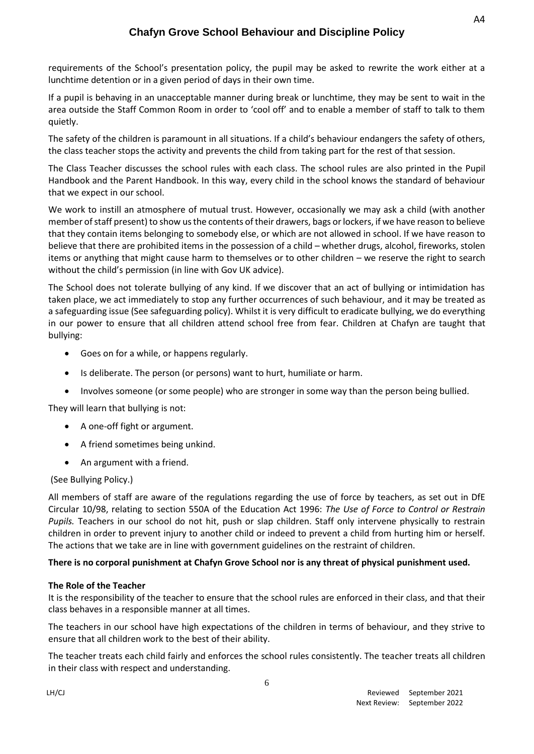requirements of the School's presentation policy, the pupil may be asked to rewrite the work either at a lunchtime detention or in a given period of days in their own time.

If a pupil is behaving in an unacceptable manner during break or lunchtime, they may be sent to wait in the area outside the Staff Common Room in order to 'cool off' and to enable a member of staff to talk to them quietly.

The safety of the children is paramount in all situations. If a child's behaviour endangers the safety of others, the class teacher stops the activity and prevents the child from taking part for the rest of that session.

The Class Teacher discusses the school rules with each class. The school rules are also printed in the Pupil Handbook and the Parent Handbook. In this way, every child in the school knows the standard of behaviour that we expect in our school.

We work to instill an atmosphere of mutual trust. However, occasionally we may ask a child (with another member of staff present) to show us the contents of their drawers, bags or lockers, if we have reason to believe that they contain items belonging to somebody else, or which are not allowed in school. If we have reason to believe that there are prohibited items in the possession of a child – whether drugs, alcohol, fireworks, stolen items or anything that might cause harm to themselves or to other children – we reserve the right to search without the child's permission (in line with Gov UK advice).

The School does not tolerate bullying of any kind. If we discover that an act of bullying or intimidation has taken place, we act immediately to stop any further occurrences of such behaviour, and it may be treated as a safeguarding issue (See safeguarding policy). Whilst it is very difficult to eradicate bullying, we do everything in our power to ensure that all children attend school free from fear. Children at Chafyn are taught that bullying:

- Goes on for a while, or happens regularly.
- Is deliberate. The person (or persons) want to hurt, humiliate or harm.
- Involves someone (or some people) who are stronger in some way than the person being bullied.

They will learn that bullying is not:

- A one-off fight or argument.
- A friend sometimes being unkind.
- An argument with a friend.

(See Bullying Policy.)

All members of staff are aware of the regulations regarding the use of force by teachers, as set out in DfE Circular 10/98, relating to section 550A of the Education Act 1996: *The Use of Force to Control or Restrain Pupils.* Teachers in our school do not hit, push or slap children. Staff only intervene physically to restrain children in order to prevent injury to another child or indeed to prevent a child from hurting him or herself. The actions that we take are in line with government guidelines on the restraint of children.

**There is no corporal punishment at Chafyn Grove School nor is any threat of physical punishment used.**

**The Role of the Teacher**

It is the responsibility of the teacher to ensure that the school rules are enforced in their class, and that their class behaves in a responsible manner at all times.

The teachers in our school have high expectations of the children in terms of behaviour, and they strive to ensure that all children work to the best of their ability.

The teacher treats each child fairly and enforces the school rules consistently. The teacher treats all children in their class with respect and understanding.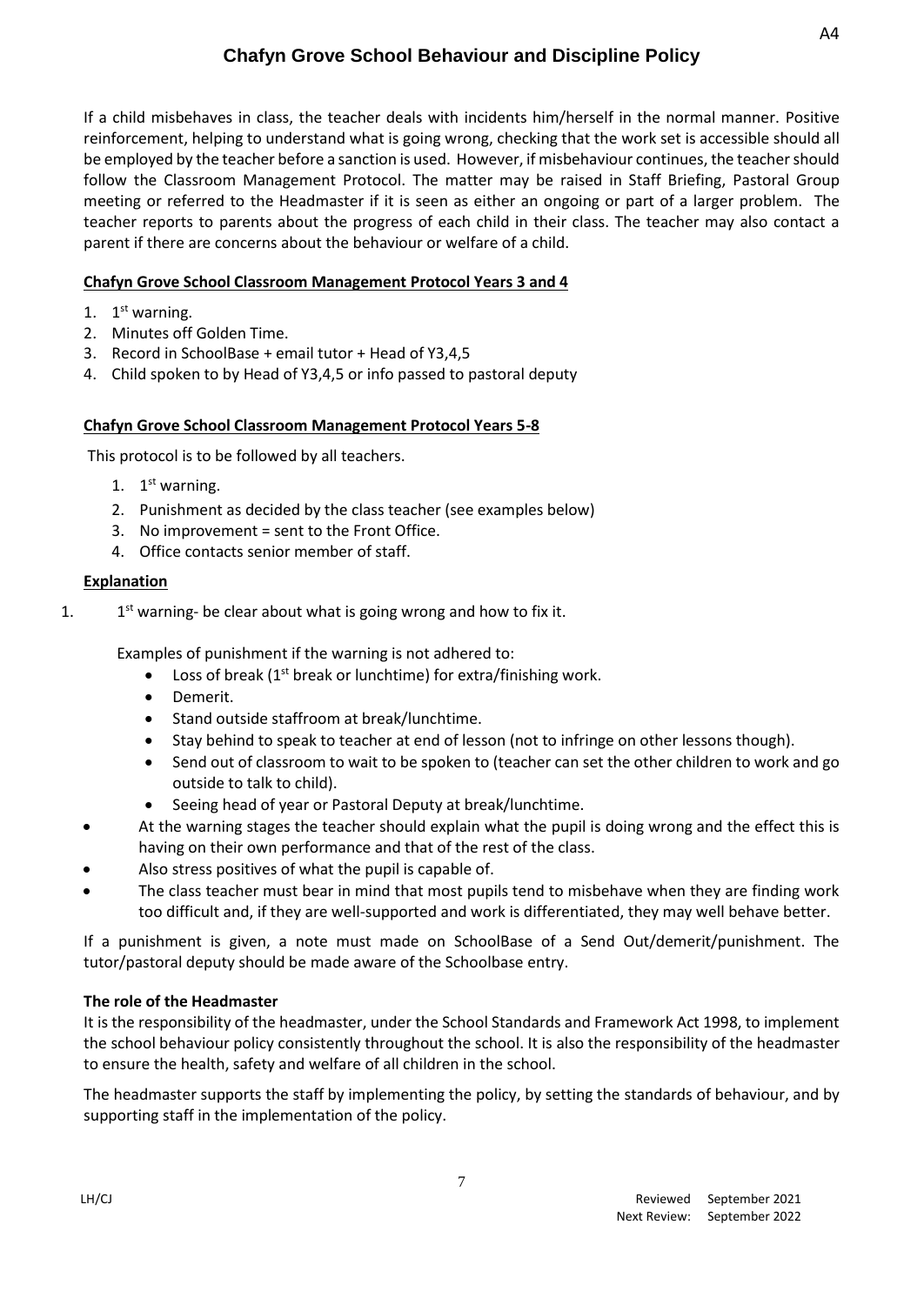If a child misbehaves in class, the teacher deals with incidents him/herself in the normal manner. Positive reinforcement, helping to understand what is going wrong, checking that the work set is accessible should all be employed by the teacher before a sanction is used. However, if misbehaviour continues, the teacher should follow the Classroom Management Protocol. The matter may be raised in Staff Briefing, Pastoral Group meeting or referred to the Headmaster if it is seen as either an ongoing or part of a larger problem. The teacher reports to parents about the progress of each child in their class. The teacher may also contact a parent if there are concerns about the behaviour or welfare of a child.

**Chafyn Grove School Classroom Management Protocol Years 3 and 4**

1. 1st warning.
2. Minutes off Golden Time.
3. Record in SchoolBase + email tutor + Head of Y3,4,5
4. Child spoken to by Head of Y3,4,5 or info passed to pastoral deputy

**Chafyn Grove School Classroom Management Protocol Years 5-8**

This protocol is to be followed by all teachers.

1. 1st warning.
2. Punishment as decided by the class teacher (see examples below)
3. No improvement = sent to the Front Office.
4. Office contacts senior member of staff.

**Explanation**

1. 1st warning- be clear about what is going wrong and how to fix it.

Examples of punishment if the warning is not adhered to:

- Loss of break (1st break or lunchtime) for extra/finishing work.
- Demerit.
- Stand outside staffroom at break/lunchtime.
- Stay behind to speak to teacher at end of lesson (not to infringe on other lessons though).
- Send out of classroom to wait to be spoken to (teacher can set the other children to work and go outside to talk to child).
- Seeing head of year or Pastoral Deputy at break/lunchtime.

- At the warning stages the teacher should explain what the pupil is doing wrong and the effect this is having on their own performance and that of the rest of the class.
- Also stress positives of what the pupil is capable of.
- The class teacher must bear in mind that most pupils tend to misbehave when they are finding work too difficult and, if they are well-supported and work is differentiated, they may well behave better.

If a punishment is given, a note must made on SchoolBase of a Send Out/demerit/punishment. The tutor/pastoral deputy should be made aware of the Schoolbase entry.

**The role of the Headmaster**

It is the responsibility of the headmaster, under the School Standards and Framework Act 1998, to implement the school behaviour policy consistently throughout the school. It is also the responsibility of the headmaster to ensure the health, safety and welfare of all children in the school.

The headmaster supports the staff by implementing the policy, by setting the standards of behaviour, and by supporting staff in the implementation of the policy.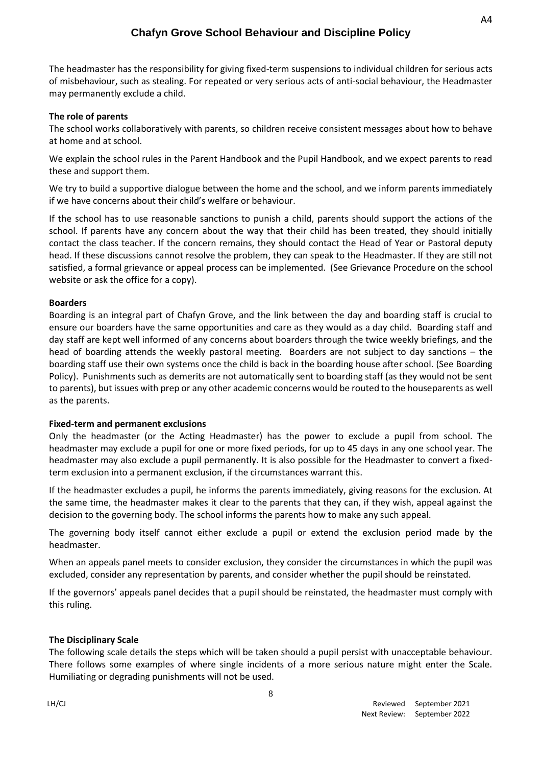The headmaster has the responsibility for giving fixed-term suspensions to individual children for serious acts of misbehaviour, such as stealing. For repeated or very serious acts of anti-social behaviour, the Headmaster may permanently exclude a child.

**The role of parents**

The school works collaboratively with parents, so children receive consistent messages about how to behave at home and at school.

We explain the school rules in the Parent Handbook and the Pupil Handbook, and we expect parents to read these and support them.

We try to build a supportive dialogue between the home and the school, and we inform parents immediately if we have concerns about their child's welfare or behaviour.

If the school has to use reasonable sanctions to punish a child, parents should support the actions of the school. If parents have any concern about the way that their child has been treated, they should initially contact the class teacher. If the concern remains, they should contact the Head of Year or Pastoral deputy head. If these discussions cannot resolve the problem, they can speak to the Headmaster. If they are still not satisfied, a formal grievance or appeal process can be implemented. (See Grievance Procedure on the school website or ask the office for a copy).

**Boarders**

Boarding is an integral part of Chafyn Grove, and the link between the day and boarding staff is crucial to ensure our boarders have the same opportunities and care as they would as a day child. Boarding staff and day staff are kept well informed of any concerns about boarders through the twice weekly briefings, and the head of boarding attends the weekly pastoral meeting. Boarders are not subject to day sanctions – the boarding staff use their own systems once the child is back in the boarding house after school. (See Boarding Policy). Punishments such as demerits are not automatically sent to boarding staff (as they would not be sent to parents), but issues with prep or any other academic concerns would be routed to the houseparents as well as the parents.

**Fixed-term and permanent exclusions**

Only the headmaster (or the Acting Headmaster) has the power to exclude a pupil from school. The headmaster may exclude a pupil for one or more fixed periods, for up to 45 days in any one school year. The headmaster may also exclude a pupil permanently. It is also possible for the Headmaster to convert a fixed-term exclusion into a permanent exclusion, if the circumstances warrant this.

If the headmaster excludes a pupil, he informs the parents immediately, giving reasons for the exclusion. At the same time, the headmaster makes it clear to the parents that they can, if they wish, appeal against the decision to the governing body. The school informs the parents how to make any such appeal.

The governing body itself cannot either exclude a pupil or extend the exclusion period made by the headmaster.

When an appeals panel meets to consider exclusion, they consider the circumstances in which the pupil was excluded, consider any representation by parents, and consider whether the pupil should be reinstated.

If the governors' appeals panel decides that a pupil should be reinstated, the headmaster must comply with this ruling.

**The Disciplinary Scale**

The following scale details the steps which will be taken should a pupil persist with unacceptable behaviour. There follows some examples of where single incidents of a more serious nature might enter the Scale. Humiliating or degrading punishments will not be used.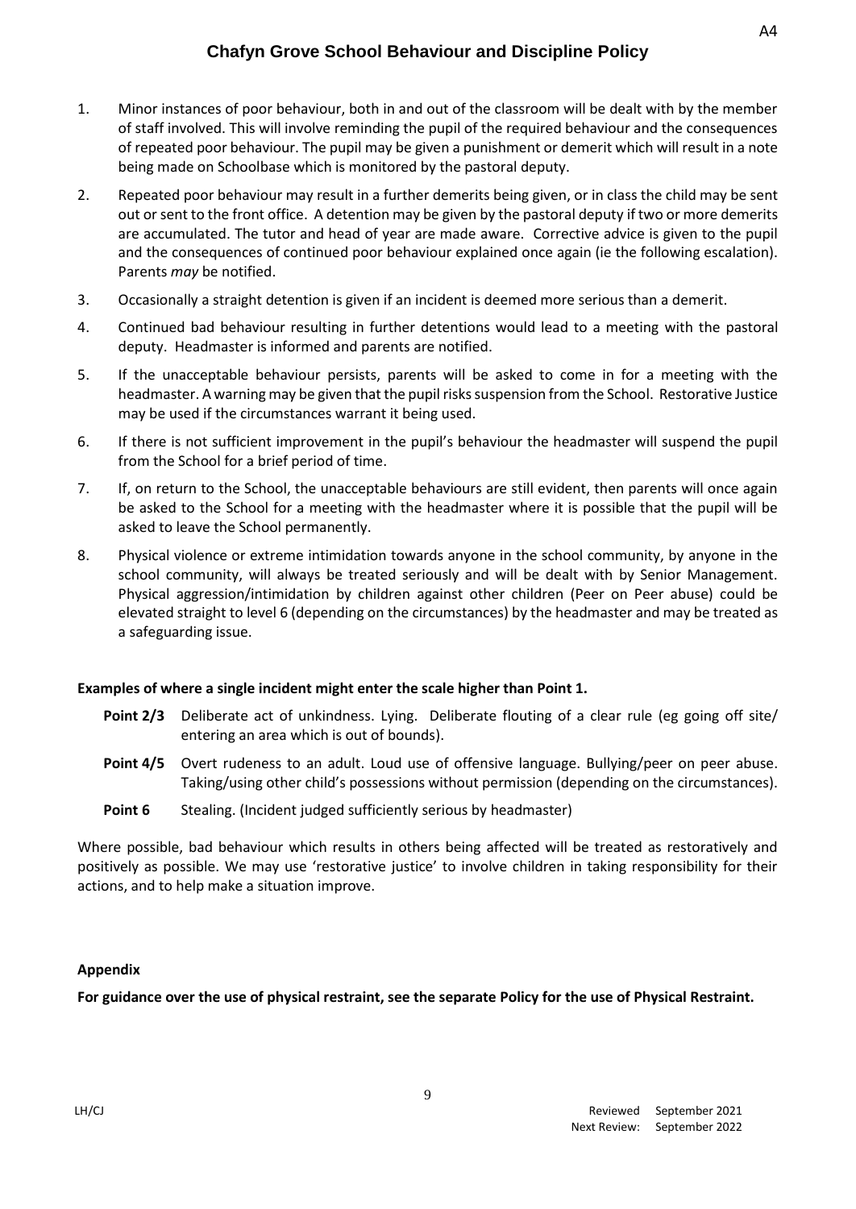1. Minor instances of poor behaviour, both in and out of the classroom will be dealt with by the member of staff involved. This will involve reminding the pupil of the required behaviour and the consequences of repeated poor behaviour. The pupil may be given a punishment or demerit which will result in a note being made on Schoolbase which is monitored by the pastoral deputy.
2. Repeated poor behaviour may result in a further demerits being given, or in class the child may be sent out or sent to the front office. A detention may be given by the pastoral deputy if two or more demerits are accumulated. The tutor and head of year are made aware. Corrective advice is given to the pupil and the consequences of continued poor behaviour explained once again (ie the following escalation). Parents *may* be notified.
3. Occasionally a straight detention is given if an incident is deemed more serious than a demerit.
4. Continued bad behaviour resulting in further detentions would lead to a meeting with the pastoral deputy. Headmaster is informed and parents are notified.
5. If the unacceptable behaviour persists, parents will be asked to come in for a meeting with the headmaster. A warning may be given that the pupil risks suspension from the School. Restorative Justice may be used if the circumstances warrant it being used.
6. If there is not sufficient improvement in the pupil's behaviour the headmaster will suspend the pupil from the School for a brief period of time.
7. If, on return to the School, the unacceptable behaviours are still evident, then parents will once again be asked to the School for a meeting with the headmaster where it is possible that the pupil will be asked to leave the School permanently.
8. Physical violence or extreme intimidation towards anyone in the school community, by anyone in the school community, will always be treated seriously and will be dealt with by Senior Management. Physical aggression/intimidation by children against other children (Peer on Peer abuse) could be elevated straight to level 6 (depending on the circumstances) by the headmaster and may be treated as a safeguarding issue.

**Examples of where a single incident might enter the scale higher than Point 1.**

**Point 2/3** Deliberate act of unkindness. Lying. Deliberate flouting of a clear rule (eg going off site/ entering an area which is out of bounds).

**Point 4/5** Overt rudeness to an adult. Loud use of offensive language. Bullying/peer on peer abuse. Taking/using other child's possessions without permission (depending on the circumstances).

**Point 6** Stealing. (Incident judged sufficiently serious by headmaster)

Where possible, bad behaviour which results in others being affected will be treated as restoratively and positively as possible. We may use 'restorative justice' to involve children in taking responsibility for their actions, and to help make a situation improve.

**Appendix**

**For guidance over the use of physical restraint, see the separate Policy for the use of Physical Restraint.**

LH/CJ

Reviewed September 2021
Next Review: September 2022